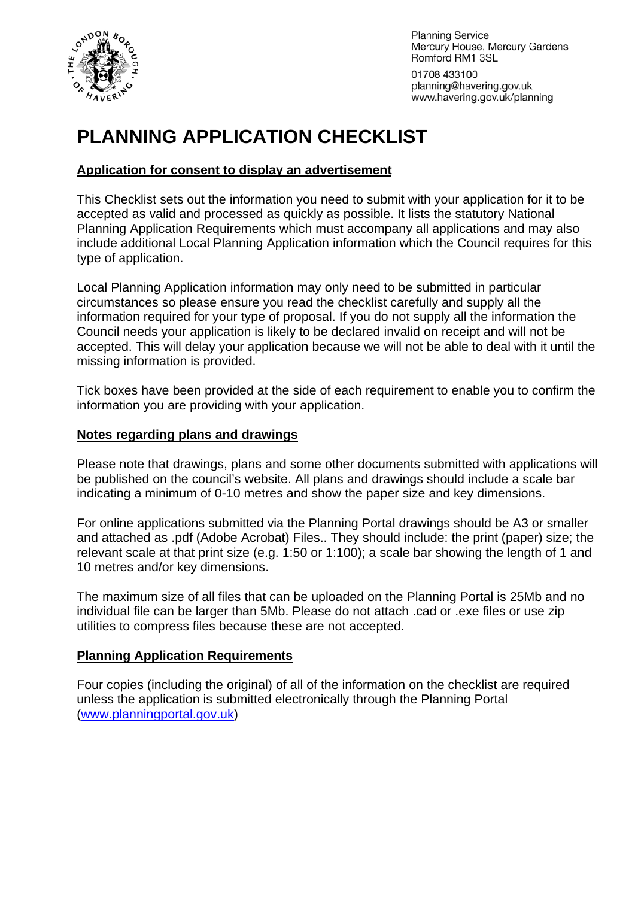Planning Service
Mercury House, Mercury Gardens
Romford RM1 3SL

01708 433100
planning@havering.gov.uk
www.havering.gov.uk/planning

# PLANNING APPLICATION CHECKLIST

## Application for consent to display an advertisement

This Checklist sets out the information you need to submit with your application for it to be accepted as valid and processed as quickly as possible. It lists the statutory National Planning Application Requirements which must accompany all applications and may also include additional Local Planning Application information which the Council requires for this type of application.

Local Planning Application information may only need to be submitted in particular circumstances so please ensure you read the checklist carefully and supply all the information required for your type of proposal. If you do not supply all the information the Council needs your application is likely to be declared invalid on receipt and will not be accepted. This will delay your application because we will not be able to deal with it until the missing information is provided.

Tick boxes have been provided at the side of each requirement to enable you to confirm the information you are providing with your application.

## Notes regarding plans and drawings

Please note that drawings, plans and some other documents submitted with applications will be published on the council's website. All plans and drawings should include a scale bar indicating a minimum of 0-10 metres and show the paper size and key dimensions.

For online applications submitted via the Planning Portal drawings should be A3 or smaller and attached as .pdf (Adobe Acrobat) Files.. They should include: the print (paper) size; the relevant scale at that print size (e.g. 1:50 or 1:100); a scale bar showing the length of 1 and 10 metres and/or key dimensions.

The maximum size of all files that can be uploaded on the Planning Portal is 25Mb and no individual file can be larger than 5Mb. Please do not attach .cad or .exe files or use zip utilities to compress files because these are not accepted.

## Planning Application Requirements

Four copies (including the original) of all of the information on the checklist are required unless the application is submitted electronically through the Planning Portal (www.planningportal.gov.uk)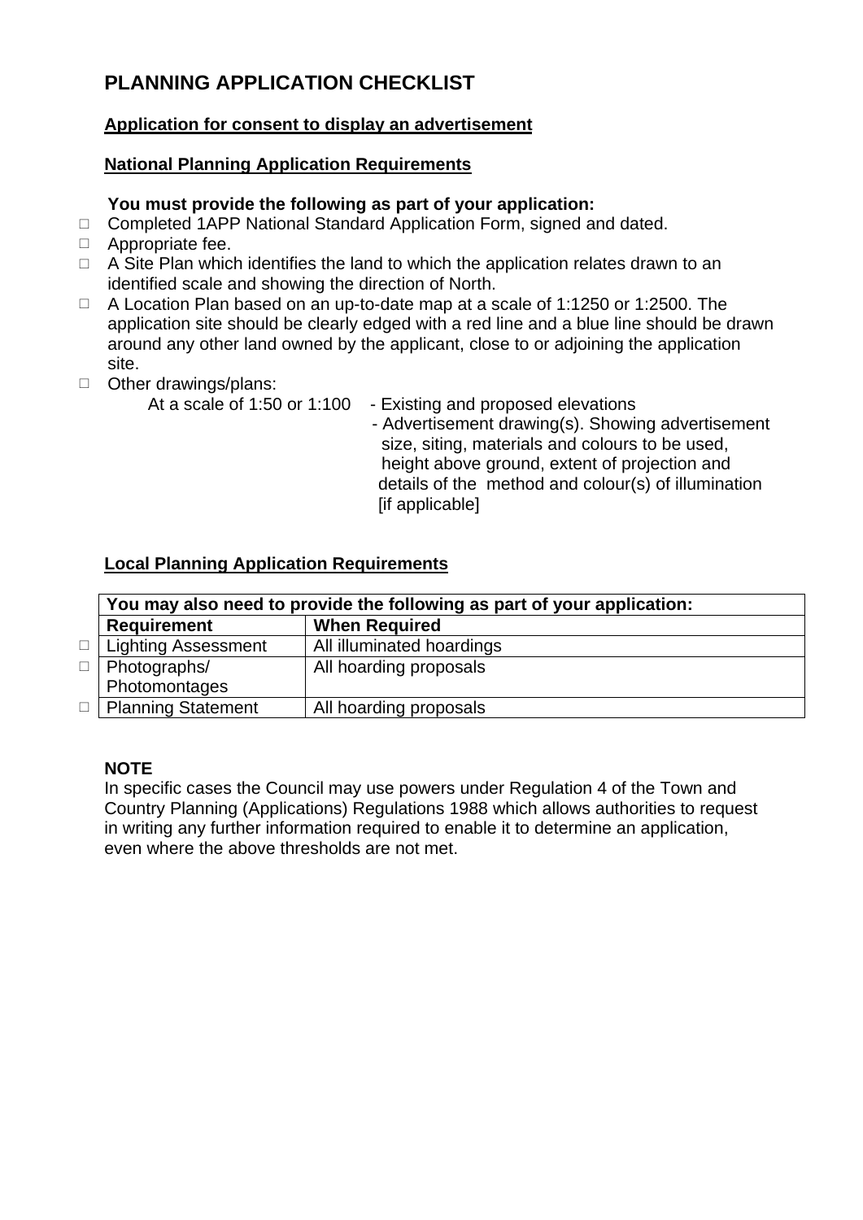# PLANNING APPLICATION CHECKLIST

## Application for consent to display an advertisement

### National Planning Application Requirements

**You must provide the following as part of your application:**

- ☐ Completed 1APP National Standard Application Form, signed and dated.
- ☐ Appropriate fee.
- ☐ A Site Plan which identifies the land to which the application relates drawn to an identified scale and showing the direction of North.
- ☐ A Location Plan based on an up-to-date map at a scale of 1:1250 or 1:2500. The application site should be clearly edged with a red line and a blue line should be drawn around any other land owned by the applicant, close to or adjoining the application site.
- ☐ Other drawings/plans:

  At a scale of 1:50 or 1:100
  - Existing and proposed elevations
  - Advertisement drawing(s). Showing advertisement size, siting, materials and colours to be used, height above ground, extent of projection and details of the method and colour(s) of illumination [if applicable]

### Local Planning Application Requirements

| | You may also need to provide the following as part of your application: | |
|---|---|---|
| | **Requirement** | **When Required** |
| ☐ | Lighting Assessment | All illuminated hoardings |
| ☐ | Photographs/ Photomontages | All hoarding proposals |
| ☐ | Planning Statement | All hoarding proposals |

**NOTE**

In specific cases the Council may use powers under Regulation 4 of the Town and Country Planning (Applications) Regulations 1988 which allows authorities to request in writing any further information required to enable it to determine an application, even where the above thresholds are not met.